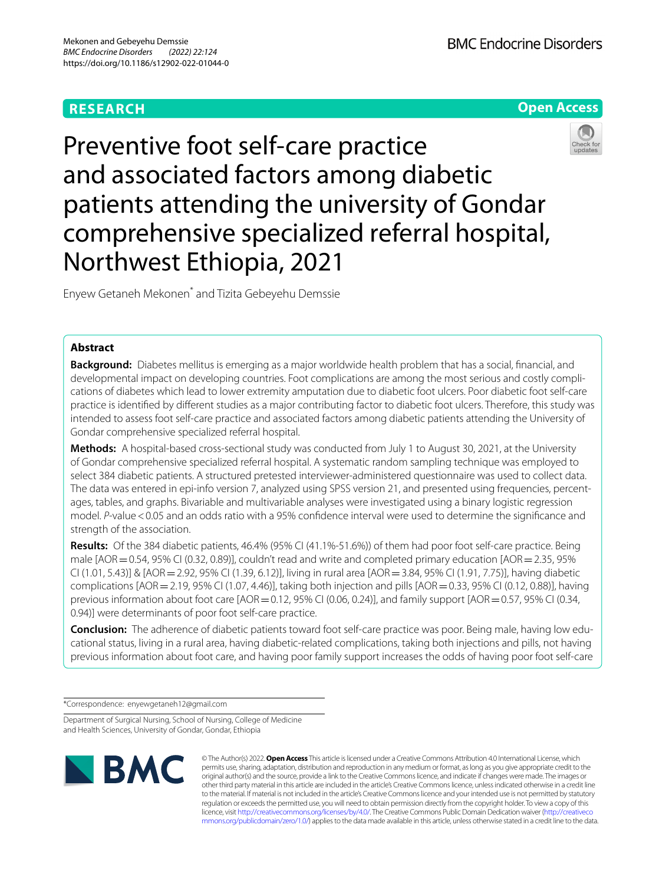RESEARCH

Open Access

# Preventive foot self-care practice and associated factors among diabetic patients attending the university of Gondar comprehensive specialized referral hospital, Northwest Ethiopia, 2021

Enyew Getaneh Mekonen* and Tizita Gebeyehu Demssie

## Abstract

**Background:** Diabetes mellitus is emerging as a major worldwide health problem that has a social, financial, and developmental impact on developing countries. Foot complications are among the most serious and costly complications of diabetes which lead to lower extremity amputation due to diabetic foot ulcers. Poor diabetic foot self-care practice is identified by different studies as a major contributing factor to diabetic foot ulcers. Therefore, this study was intended to assess foot self-care practice and associated factors among diabetic patients attending the University of Gondar comprehensive specialized referral hospital.

**Methods:** A hospital-based cross-sectional study was conducted from July 1 to August 30, 2021, at the University of Gondar comprehensive specialized referral hospital. A systematic random sampling technique was employed to select 384 diabetic patients. A structured pretested interviewer-administered questionnaire was used to collect data. The data was entered in epi-info version 7, analyzed using SPSS version 21, and presented using frequencies, percentages, tables, and graphs. Bivariable and multivariable analyses were investigated using a binary logistic regression model. *P*-value < 0.05 and an odds ratio with a 95% confidence interval were used to determine the significance and strength of the association.

**Results:** Of the 384 diabetic patients, 46.4% (95% CI (41.1%-51.6%)) of them had poor foot self-care practice. Being male [AOR = 0.54, 95% CI (0.32, 0.89)], couldn't read and write and completed primary education [AOR = 2.35, 95% CI (1.01, 5.43)] & [AOR = 2.92, 95% CI (1.39, 6.12)], living in rural area [AOR = 3.84, 95% CI (1.91, 7.75)], having diabetic complications [AOR = 2.19, 95% CI (1.07, 4.46)], taking both injection and pills [AOR = 0.33, 95% CI (0.12, 0.88)], having previous information about foot care [AOR = 0.12, 95% CI (0.06, 0.24)], and family support [AOR = 0.57, 95% CI (0.34, 0.94)] were determinants of poor foot self-care practice.

**Conclusion:** The adherence of diabetic patients toward foot self-care practice was poor. Being male, having low educational status, living in a rural area, having diabetic-related complications, taking both injections and pills, not having previous information about foot care, and having poor family support increases the odds of having poor foot self-care

*Correspondence: enyewgetaneh12@gmail.com

Department of Surgical Nursing, School of Nursing, College of Medicine and Health Sciences, University of Gondar, Gondar, Ethiopia

© The Author(s) 2022. **Open Access** This article is licensed under a Creative Commons Attribution 4.0 International License, which permits use, sharing, adaptation, distribution and reproduction in any medium or format, as long as you give appropriate credit to the original author(s) and the source, provide a link to the Creative Commons licence, and indicate if changes were made. The images or other third party material in this article are included in the article's Creative Commons licence, unless indicated otherwise in a credit line to the material. If material is not included in the article's Creative Commons licence and your intended use is not permitted by statutory regulation or exceeds the permitted use, you will need to obtain permission directly from the copyright holder. To view a copy of this licence, visit http://creativecommons.org/licenses/by/4.0/. The Creative Commons Public Domain Dedication waiver (http://creativecommons.org/publicdomain/zero/1.0/) applies to the data made available in this article, unless otherwise stated in a credit line to the data.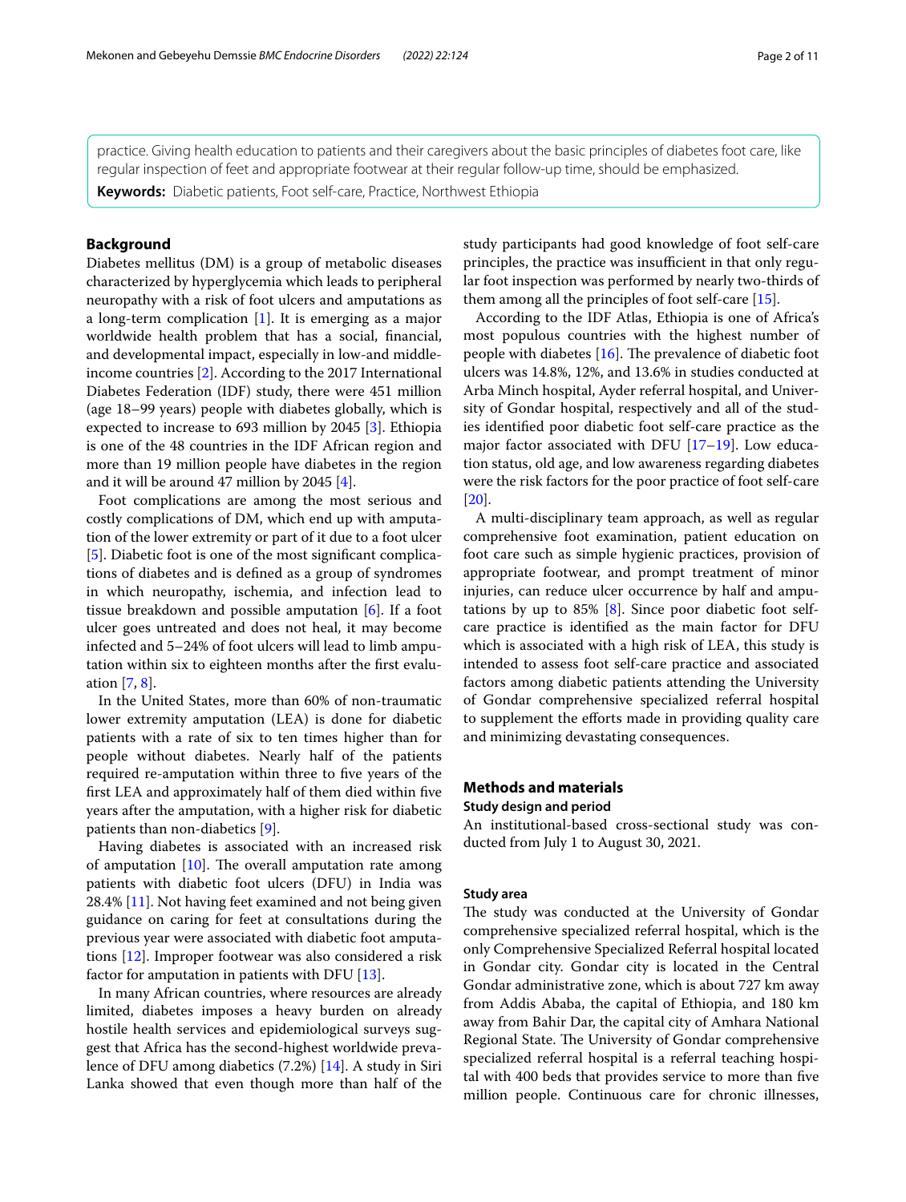practice. Giving health education to patients and their caregivers about the basic principles of diabetes foot care, like regular inspection of feet and appropriate footwear at their regular follow-up time, should be emphasized.

**Keywords:** Diabetic patients, Foot self-care, Practice, Northwest Ethiopia

## Background

Diabetes mellitus (DM) is a group of metabolic diseases characterized by hyperglycemia which leads to peripheral neuropathy with a risk of foot ulcers and amputations as a long-term complication [1]. It is emerging as a major worldwide health problem that has a social, financial, and developmental impact, especially in low-and middle-income countries [2]. According to the 2017 International Diabetes Federation (IDF) study, there were 451 million (age 18–99 years) people with diabetes globally, which is expected to increase to 693 million by 2045 [3]. Ethiopia is one of the 48 countries in the IDF African region and more than 19 million people have diabetes in the region and it will be around 47 million by 2045 [4].

Foot complications are among the most serious and costly complications of DM, which end up with amputation of the lower extremity or part of it due to a foot ulcer [5]. Diabetic foot is one of the most significant complications of diabetes and is defined as a group of syndromes in which neuropathy, ischemia, and infection lead to tissue breakdown and possible amputation [6]. If a foot ulcer goes untreated and does not heal, it may become infected and 5–24% of foot ulcers will lead to limb amputation within six to eighteen months after the first evaluation [7, 8].

In the United States, more than 60% of non-traumatic lower extremity amputation (LEA) is done for diabetic patients with a rate of six to ten times higher than for people without diabetes. Nearly half of the patients required re-amputation within three to five years of the first LEA and approximately half of them died within five years after the amputation, with a higher risk for diabetic patients than non-diabetics [9].

Having diabetes is associated with an increased risk of amputation [10]. The overall amputation rate among patients with diabetic foot ulcers (DFU) in India was 28.4% [11]. Not having feet examined and not being given guidance on caring for feet at consultations during the previous year were associated with diabetic foot amputations [12]. Improper footwear was also considered a risk factor for amputation in patients with DFU [13].

In many African countries, where resources are already limited, diabetes imposes a heavy burden on already hostile health services and epidemiological surveys suggest that Africa has the second-highest worldwide prevalence of DFU among diabetics (7.2%) [14]. A study in Siri Lanka showed that even though more than half of the study participants had good knowledge of foot self-care principles, the practice was insufficient in that only regular foot inspection was performed by nearly two-thirds of them among all the principles of foot self-care [15].

According to the IDF Atlas, Ethiopia is one of Africa's most populous countries with the highest number of people with diabetes [16]. The prevalence of diabetic foot ulcers was 14.8%, 12%, and 13.6% in studies conducted at Arba Minch hospital, Ayder referral hospital, and University of Gondar hospital, respectively and all of the studies identified poor diabetic foot self-care practice as the major factor associated with DFU [17–19]. Low education status, old age, and low awareness regarding diabetes were the risk factors for the poor practice of foot self-care [20].

A multi-disciplinary team approach, as well as regular comprehensive foot examination, patient education on foot care such as simple hygienic practices, provision of appropriate footwear, and prompt treatment of minor injuries, can reduce ulcer occurrence by half and amputations by up to 85% [8]. Since poor diabetic foot self-care practice is identified as the main factor for DFU which is associated with a high risk of LEA, this study is intended to assess foot self-care practice and associated factors among diabetic patients attending the University of Gondar comprehensive specialized referral hospital to supplement the efforts made in providing quality care and minimizing devastating consequences.

## Methods and materials

### Study design and period

An institutional-based cross-sectional study was conducted from July 1 to August 30, 2021.

### Study area

The study was conducted at the University of Gondar comprehensive specialized referral hospital, which is the only Comprehensive Specialized Referral hospital located in Gondar city. Gondar city is located in the Central Gondar administrative zone, which is about 727 km away from Addis Ababa, the capital of Ethiopia, and 180 km away from Bahir Dar, the capital city of Amhara National Regional State. The University of Gondar comprehensive specialized referral hospital is a referral teaching hospital with 400 beds that provides service to more than five million people. Continuous care for chronic illnesses,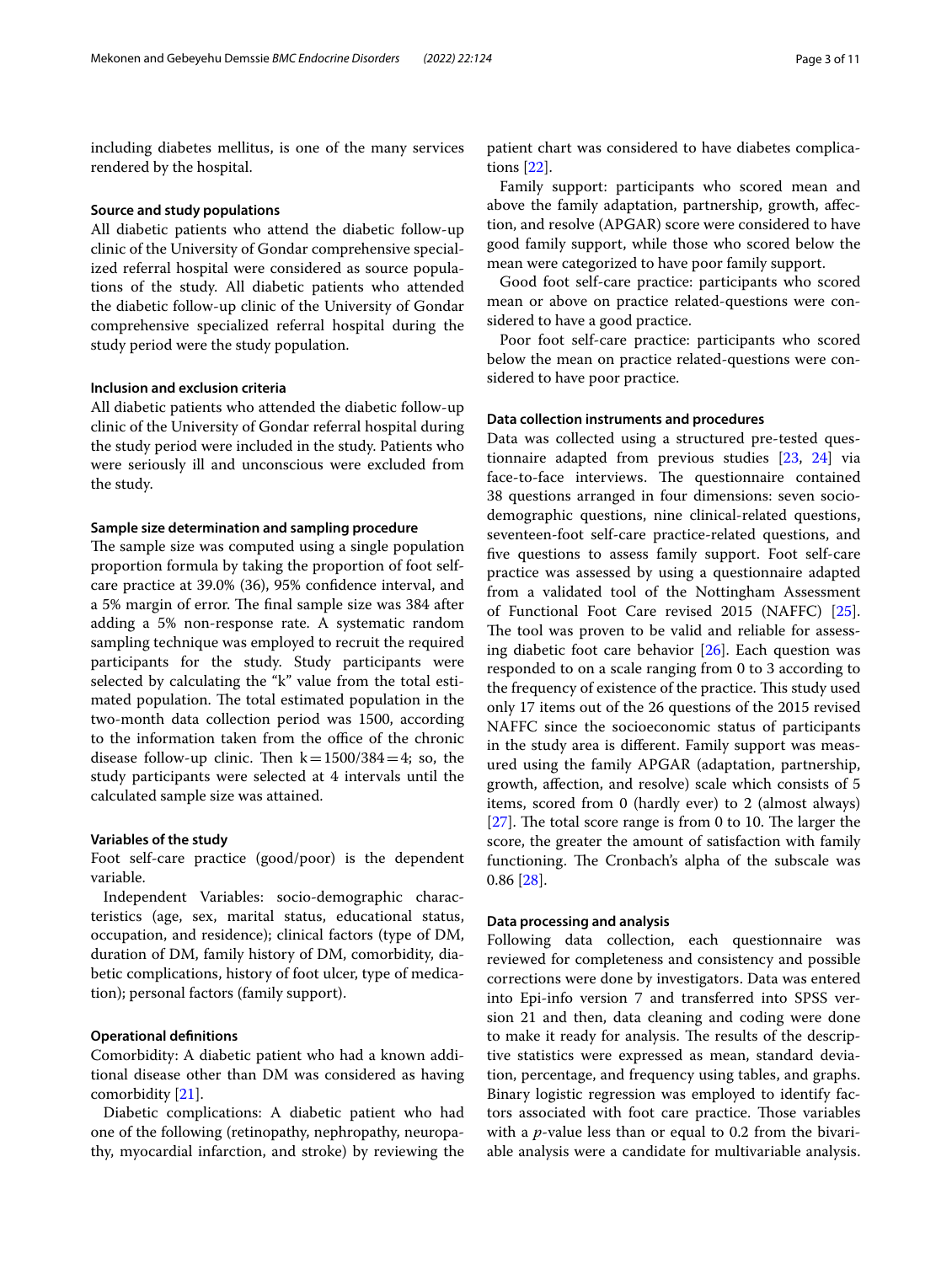including diabetes mellitus, is one of the many services rendered by the hospital.

### Source and study populations

All diabetic patients who attend the diabetic follow-up clinic of the University of Gondar comprehensive specialized referral hospital were considered as source populations of the study. All diabetic patients who attended the diabetic follow-up clinic of the University of Gondar comprehensive specialized referral hospital during the study period were the study population.

### Inclusion and exclusion criteria

All diabetic patients who attended the diabetic follow-up clinic of the University of Gondar referral hospital during the study period were included in the study. Patients who were seriously ill and unconscious were excluded from the study.

### Sample size determination and sampling procedure

The sample size was computed using a single population proportion formula by taking the proportion of foot self-care practice at 39.0% (36), 95% confidence interval, and a 5% margin of error. The final sample size was 384 after adding a 5% non-response rate. A systematic random sampling technique was employed to recruit the required participants for the study. Study participants were selected by calculating the "k" value from the total estimated population. The total estimated population in the two-month data collection period was 1500, according to the information taken from the office of the chronic disease follow-up clinic. Then $k = 1500/384 = 4$; so, the study participants were selected at 4 intervals until the calculated sample size was attained.

### Variables of the study

Foot self-care practice (good/poor) is the dependent variable.

Independent Variables: socio-demographic characteristics (age, sex, marital status, educational status, occupation, and residence); clinical factors (type of DM, duration of DM, family history of DM, comorbidity, diabetic complications, history of foot ulcer, type of medication); personal factors (family support).

### Operational definitions

Comorbidity: A diabetic patient who had a known additional disease other than DM was considered as having comorbidity [21].

Diabetic complications: A diabetic patient who had one of the following (retinopathy, nephropathy, neuropathy, myocardial infarction, and stroke) by reviewing the patient chart was considered to have diabetes complications [22].

Family support: participants who scored mean and above the family adaptation, partnership, growth, affection, and resolve (APGAR) score were considered to have good family support, while those who scored below the mean were categorized to have poor family support.

Good foot self-care practice: participants who scored mean or above on practice related-questions were considered to have a good practice.

Poor foot self-care practice: participants who scored below the mean on practice related-questions were considered to have poor practice.

### Data collection instruments and procedures

Data was collected using a structured pre-tested questionnaire adapted from previous studies [23, 24] via face-to-face interviews. The questionnaire contained 38 questions arranged in four dimensions: seven socio-demographic questions, nine clinical-related questions, seventeen-foot self-care practice-related questions, and five questions to assess family support. Foot self-care practice was assessed by using a questionnaire adapted from a validated tool of the Nottingham Assessment of Functional Foot Care revised 2015 (NAFFC) [25]. The tool was proven to be valid and reliable for assessing diabetic foot care behavior [26]. Each question was responded to on a scale ranging from 0 to 3 according to the frequency of existence of the practice. This study used only 17 items out of the 26 questions of the 2015 revised NAFFC since the socioeconomic status of participants in the study area is different. Family support was measured using the family APGAR (adaptation, partnership, growth, affection, and resolve) scale which consists of 5 items, scored from 0 (hardly ever) to 2 (almost always) [27]. The total score range is from 0 to 10. The larger the score, the greater the amount of satisfaction with family functioning. The Cronbach's alpha of the subscale was 0.86 [28].

### Data processing and analysis

Following data collection, each questionnaire was reviewed for completeness and consistency and possible corrections were done by investigators. Data was entered into Epi-info version 7 and transferred into SPSS version 21 and then, data cleaning and coding were done to make it ready for analysis. The results of the descriptive statistics were expressed as mean, standard deviation, percentage, and frequency using tables, and graphs. Binary logistic regression was employed to identify factors associated with foot care practice. Those variables with a $p$-value less than or equal to 0.2 from the bivariable analysis were a candidate for multivariable analysis.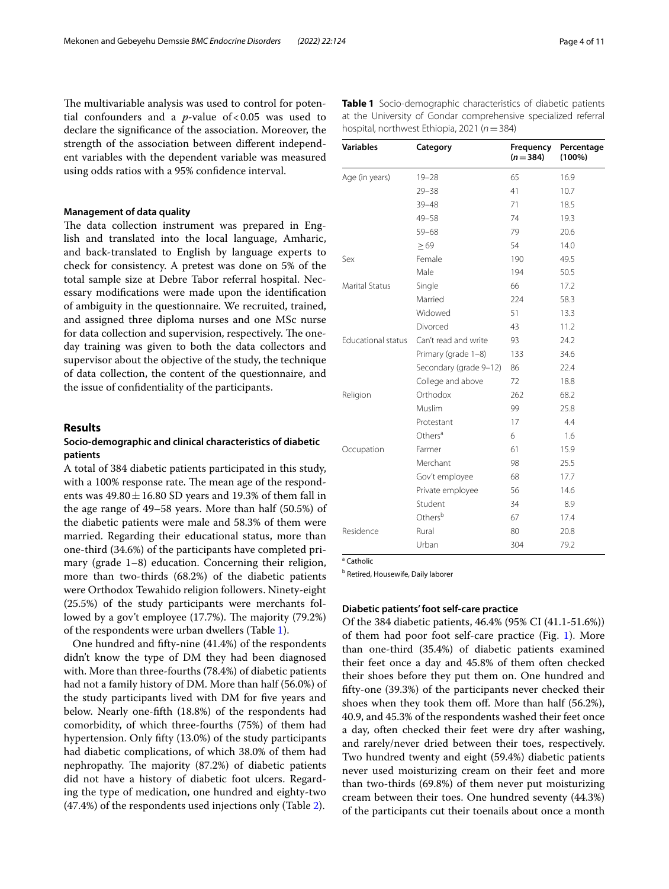The multivariable analysis was used to control for potential confounders and a *p*-value of $<0.05$ was used to declare the significance of the association. Moreover, the strength of the association between different independent variables with the dependent variable was measured using odds ratios with a 95% confidence interval.

### Management of data quality

The data collection instrument was prepared in English and translated into the local language, Amharic, and back-translated to English by language experts to check for consistency. A pretest was done on 5% of the total sample size at Debre Tabor referral hospital. Necessary modifications were made upon the identification of ambiguity in the questionnaire. We recruited, trained, and assigned three diploma nurses and one MSc nurse for data collection and supervision, respectively. The one-day training was given to both the data collectors and supervisor about the objective of the study, the technique of data collection, the content of the questionnaire, and the issue of confidentiality of the participants.

## Results

### Socio-demographic and clinical characteristics of diabetic patients

A total of 384 diabetic patients participated in this study, with a 100% response rate. The mean age of the respondents was $49.80 \pm 16.80$ SD years and 19.3% of them fall in the age range of 49–58 years. More than half (50.5%) of the diabetic patients were male and 58.3% of them were married. Regarding their educational status, more than one-third (34.6%) of the participants have completed primary (grade 1–8) education. Concerning their religion, more than two-thirds (68.2%) of the diabetic patients were Orthodox Tewahido religion followers. Ninety-eight (25.5%) of the study participants were merchants followed by a gov't employee (17.7%). The majority (79.2%) of the respondents were urban dwellers (Table 1).

One hundred and fifty-nine (41.4%) of the respondents didn't know the type of DM they had been diagnosed with. More than three-fourths (78.4%) of diabetic patients had not a family history of DM. More than half (56.0%) of the study participants lived with DM for five years and below. Nearly one-fifth (18.8%) of the respondents had comorbidity, of which three-fourths (75%) of them had hypertension. Only fifty (13.0%) of the study participants had diabetic complications, of which 38.0% of them had nephropathy. The majority (87.2%) of diabetic patients did not have a history of diabetic foot ulcers. Regarding the type of medication, one hundred and eighty-two (47.4%) of the respondents used injections only (Table 2).

**Table 1** Socio-demographic characteristics of diabetic patients at the University of Gondar comprehensive specialized referral hospital, northwest Ethiopia, 2021 ($n=384$)

| Variables | Category | Frequency ($n=384$) | Percentage (100%) |
|---|---|---|---|
| Age (in years) | 19–28 | 65 | 16.9 |
| | 29–38 | 41 | 10.7 |
| | 39–48 | 71 | 18.5 |
| | 49–58 | 74 | 19.3 |
| | 59–68 | 79 | 20.6 |
| | ≥69 | 54 | 14.0 |
| Sex | Female | 190 | 49.5 |
| | Male | 194 | 50.5 |
| Marital Status | Single | 66 | 17.2 |
| | Married | 224 | 58.3 |
| | Widowed | 51 | 13.3 |
| | Divorced | 43 | 11.2 |
| Educational status | Can't read and write | 93 | 24.2 |
| | Primary (grade 1–8) | 133 | 34.6 |
| | Secondary (grade 9–12) | 86 | 22.4 |
| | College and above | 72 | 18.8 |
| Religion | Orthodox | 262 | 68.2 |
| | Muslim | 99 | 25.8 |
| | Protestant | 17 | 4.4 |
| | Others[a] | 6 | 1.6 |
| Occupation | Farmer | 61 | 15.9 |
| | Merchant | 98 | 25.5 |
| | Gov't employee | 68 | 17.7 |
| | Private employee | 56 | 14.6 |
| | Student | 34 | 8.9 |
| | Others[b] | 67 | 17.4 |
| Residence | Rural | 80 | 20.8 |
| | Urban | 304 | 79.2 |

[a] Catholic

[b] Retired, Housewife, Daily laborer

### Diabetic patients' foot self-care practice

Of the 384 diabetic patients, 46.4% (95% CI (41.1-51.6%)) of them had poor foot self-care practice (Fig. 1). More than one-third (35.4%) of diabetic patients examined their feet once a day and 45.8% of them often checked their shoes before they put them on. One hundred and fifty-one (39.3%) of the participants never checked their shoes when they took them off. More than half (56.2%), 40.9, and 45.3% of the respondents washed their feet once a day, often checked their feet were dry after washing, and rarely/never dried between their toes, respectively. Two hundred twenty and eight (59.4%) diabetic patients never used moisturizing cream on their feet and more than two-thirds (69.8%) of them never put moisturizing cream between their toes. One hundred seventy (44.3%) of the participants cut their toenails about once a month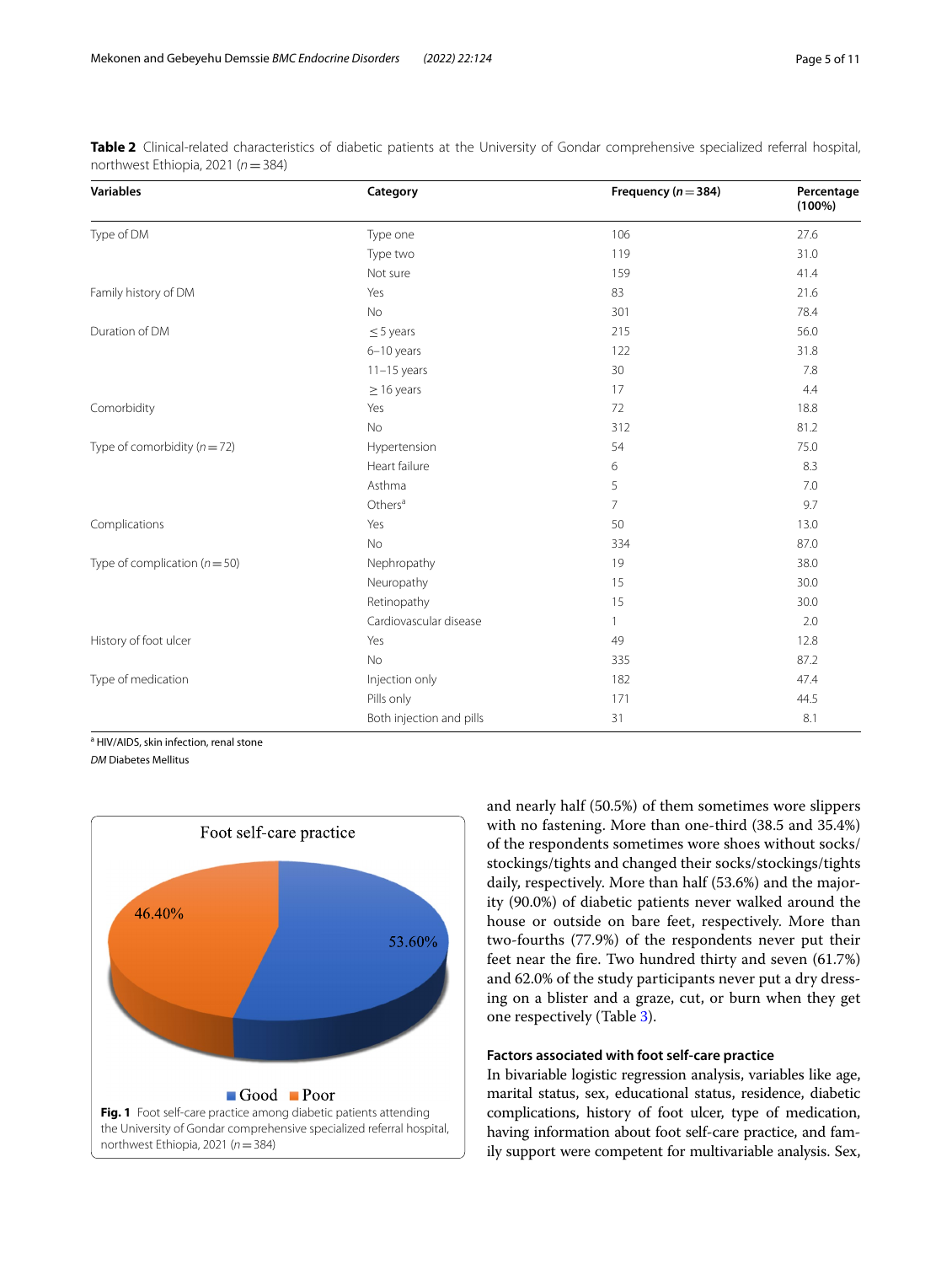**Table 2** Clinical-related characteristics of diabetic patients at the University of Gondar comprehensive specialized referral hospital, northwest Ethiopia, 2021 ($n = 384$)

| Variables | Category | Frequency ($n = 384$) | Percentage (100%) |
|---|---|---|---|
| Type of DM | Type one | 106 | 27.6 |
| | Type two | 119 | 31.0 |
| | Not sure | 159 | 41.4 |
| Family history of DM | Yes | 83 | 21.6 |
| | No | 301 | 78.4 |
| Duration of DM | ≤ 5 years | 215 | 56.0 |
| | 6–10 years | 122 | 31.8 |
| | 11–15 years | 30 | 7.8 |
| | ≥ 16 years | 17 | 4.4 |
| Comorbidity | Yes | 72 | 18.8 |
| | No | 312 | 81.2 |
| Type of comorbidity ($n = 72$) | Hypertension | 54 | 75.0 |
| | Heart failure | 6 | 8.3 |
| | Asthma | 5 | 7.0 |
| | Others[a] | 7 | 9.7 |
| Complications | Yes | 50 | 13.0 |
| | No | 334 | 87.0 |
| Type of complication ($n = 50$) | Nephropathy | 19 | 38.0 |
| | Neuropathy | 15 | 30.0 |
| | Retinopathy | 15 | 30.0 |
| | Cardiovascular disease | 1 | 2.0 |
| History of foot ulcer | Yes | 49 | 12.8 |
| | No | 335 | 87.2 |
| Type of medication | Injection only | 182 | 47.4 |
| | Pills only | 171 | 44.5 |
| | Both injection and pills | 31 | 8.1 |

[a] HIV/AIDS, skin infection, renal stone

*DM* Diabetes Mellitus

Foot self-care practice

46.40%

53.60%

Good  Poor

**Fig. 1** Foot self-care practice among diabetic patients attending the University of Gondar comprehensive specialized referral hospital, northwest Ethiopia, 2021 ($n = 384$)

and nearly half (50.5%) of them sometimes wore slippers with no fastening. More than one-third (38.5 and 35.4%) of the respondents sometimes wore shoes without socks/stockings/tights and changed their socks/stockings/tights daily, respectively. More than half (53.6%) and the majority (90.0%) of diabetic patients never walked around the house or outside on bare feet, respectively. More than two-fourths (77.9%) of the respondents never put their feet near the fire. Two hundred thirty and seven (61.7%) and 62.0% of the study participants never put a dry dressing on a blister and a graze, cut, or burn when they get one respectively (Table 3).

### Factors associated with foot self-care practice

In bivariable logistic regression analysis, variables like age, marital status, sex, educational status, residence, diabetic complications, history of foot ulcer, type of medication, having information about foot self-care practice, and family support were competent for multivariable analysis. Sex,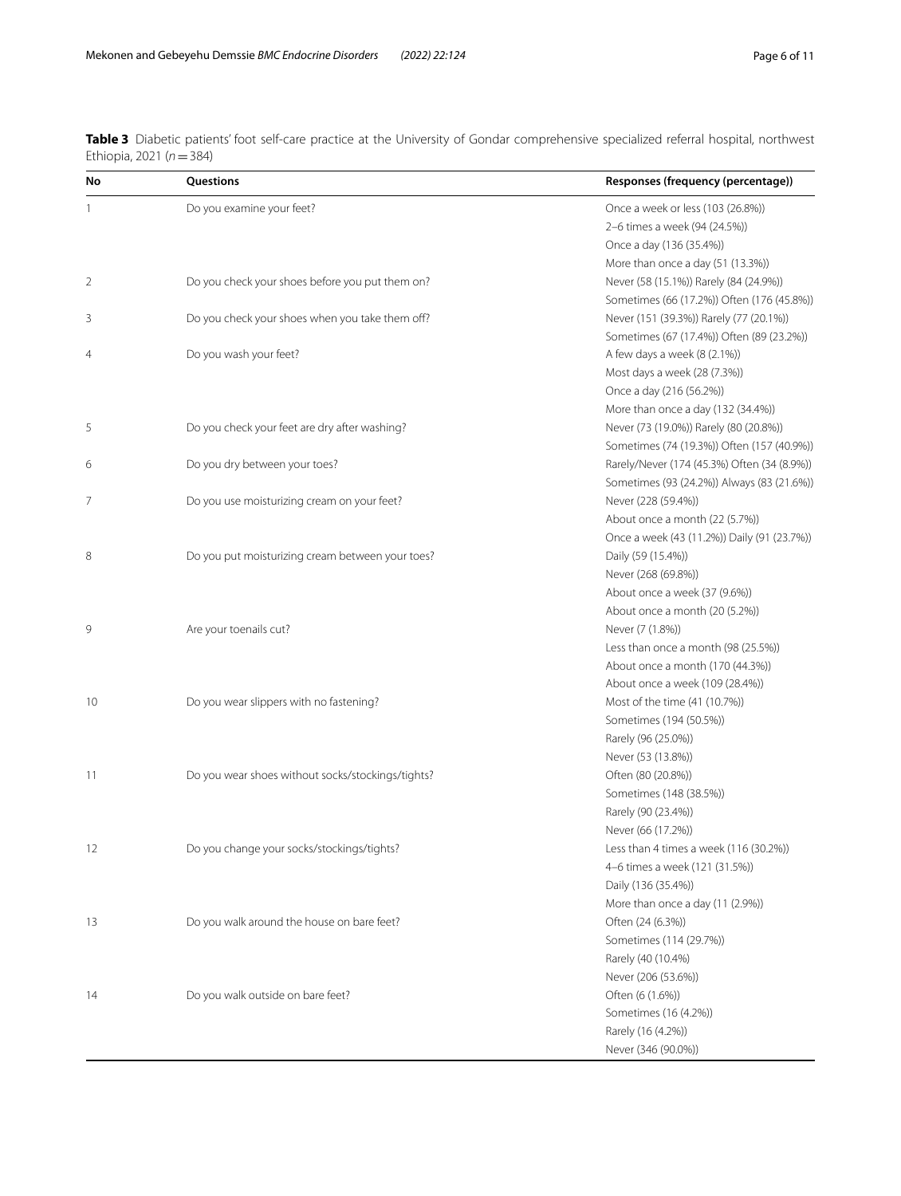**Table 3** Diabetic patients' foot self-care practice at the University of Gondar comprehensive specialized referral hospital, northwest Ethiopia, 2021 (*n* = 384)

| No | Questions | Responses (frequency (percentage)) |
|---|---|---|
| 1 | Do you examine your feet? | Once a week or less (103 (26.8%))<br>2–6 times a week (94 (24.5%))<br>Once a day (136 (35.4%))<br>More than once a day (51 (13.3%)) |
| 2 | Do you check your shoes before you put them on? | Never (58 (15.1%)) Rarely (84 (24.9%))<br>Sometimes (66 (17.2%)) Often (176 (45.8%)) |
| 3 | Do you check your shoes when you take them off? | Never (151 (39.3%)) Rarely (77 (20.1%))<br>Sometimes (67 (17.4%)) Often (89 (23.2%)) |
| 4 | Do you wash your feet? | A few days a week (8 (2.1%))<br>Most days a week (28 (7.3%))<br>Once a day (216 (56.2%))<br>More than once a day (132 (34.4%)) |
| 5 | Do you check your feet are dry after washing? | Never (73 (19.0%)) Rarely (80 (20.8%))<br>Sometimes (74 (19.3%)) Often (157 (40.9%)) |
| 6 | Do you dry between your toes? | Rarely/Never (174 (45.3%) Often (34 (8.9%))<br>Sometimes (93 (24.2%)) Always (83 (21.6%)) |
| 7 | Do you use moisturizing cream on your feet? | Never (228 (59.4%))<br>About once a month (22 (5.7%))<br>Once a week (43 (11.2%)) Daily (91 (23.7%)) |
| 8 | Do you put moisturizing cream between your toes? | Daily (59 (15.4%))<br>Never (268 (69.8%))<br>About once a week (37 (9.6%))<br>About once a month (20 (5.2%)) |
| 9 | Are your toenails cut? | Never (7 (1.8%))<br>Less than once a month (98 (25.5%))<br>About once a month (170 (44.3%))<br>About once a week (109 (28.4%)) |
| 10 | Do you wear slippers with no fastening? | Most of the time (41 (10.7%))<br>Sometimes (194 (50.5%))<br>Rarely (96 (25.0%))<br>Never (53 (13.8%)) |
| 11 | Do you wear shoes without socks/stockings/tights? | Often (80 (20.8%))<br>Sometimes (148 (38.5%))<br>Rarely (90 (23.4%))<br>Never (66 (17.2%)) |
| 12 | Do you change your socks/stockings/tights? | Less than 4 times a week (116 (30.2%))<br>4–6 times a week (121 (31.5%))<br>Daily (136 (35.4%))<br>More than once a day (11 (2.9%)) |
| 13 | Do you walk around the house on bare feet? | Often (24 (6.3%))<br>Sometimes (114 (29.7%))<br>Rarely (40 (10.4%)<br>Never (206 (53.6%)) |
| 14 | Do you walk outside on bare feet? | Often (6 (1.6%))<br>Sometimes (16 (4.2%))<br>Rarely (16 (4.2%))<br>Never (346 (90.0%)) |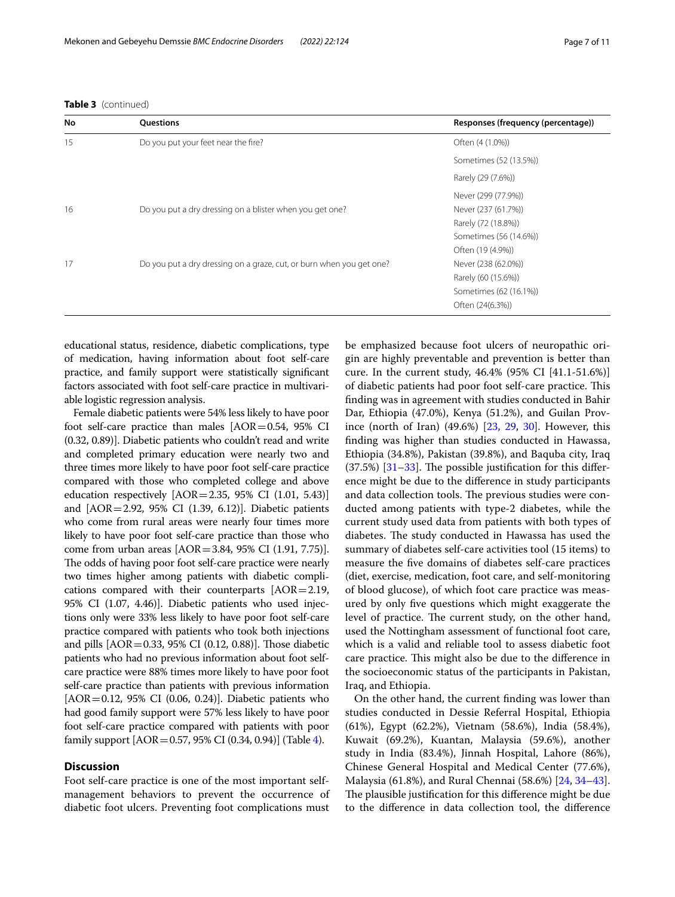**Table 3** (continued)

| No | Questions | Responses (frequency (percentage)) |
|---|---|---|
| 15 | Do you put your feet near the fire? | Often (4 (1.0%)) |
| | | Sometimes (52 (13.5%)) |
| | | Rarely (29 (7.6%)) |
| | | Never (299 (77.9%)) |
| 16 | Do you put a dry dressing on a blister when you get one? | Never (237 (61.7%)) |
| | | Rarely (72 (18.8%)) |
| | | Sometimes (56 (14.6%)) |
| | | Often (19 (4.9%)) |
| 17 | Do you put a dry dressing on a graze, cut, or burn when you get one? | Never (238 (62.0%)) |
| | | Rarely (60 (15.6%)) |
| | | Sometimes (62 (16.1%)) |
| | | Often (24(6.3%)) |

educational status, residence, diabetic complications, type of medication, having information about foot self-care practice, and family support were statistically significant factors associated with foot self-care practice in multivariable logistic regression analysis.

Female diabetic patients were 54% less likely to have poor foot self-care practice than males [AOR = 0.54, 95% CI (0.32, 0.89)]. Diabetic patients who couldn't read and write and completed primary education were nearly two and three times more likely to have poor foot self-care practice compared with those who completed college and above education respectively [AOR = 2.35, 95% CI (1.01, 5.43)] and [AOR = 2.92, 95% CI (1.39, 6.12)]. Diabetic patients who come from rural areas were nearly four times more likely to have poor foot self-care practice than those who come from urban areas [AOR = 3.84, 95% CI (1.91, 7.75)]. The odds of having poor foot self-care practice were nearly two times higher among patients with diabetic complications compared with their counterparts [AOR = 2.19, 95% CI (1.07, 4.46)]. Diabetic patients who used injections only were 33% less likely to have poor foot self-care practice compared with patients who took both injections and pills [AOR = 0.33, 95% CI (0.12, 0.88)]. Those diabetic patients who had no previous information about foot self-care practice were 88% times more likely to have poor foot self-care practice than patients with previous information [AOR = 0.12, 95% CI (0.06, 0.24)]. Diabetic patients who had good family support were 57% less likely to have poor foot self-care practice compared with patients with poor family support [AOR = 0.57, 95% CI (0.34, 0.94)] (Table 4).

## Discussion

Foot self-care practice is one of the most important self-management behaviors to prevent the occurrence of diabetic foot ulcers. Preventing foot complications must be emphasized because foot ulcers of neuropathic origin are highly preventable and prevention is better than cure. In the current study, 46.4% (95% CI [41.1-51.6%)] of diabetic patients had poor foot self-care practice. This finding was in agreement with studies conducted in Bahir Dar, Ethiopia (47.0%), Kenya (51.2%), and Guilan Province (north of Iran) (49.6%) [23, 29, 30]. However, this finding was higher than studies conducted in Hawassa, Ethiopia (34.8%), Pakistan (39.8%), and Baquba city, Iraq (37.5%) [31–33]. The possible justification for this difference might be due to the difference in study participants and data collection tools. The previous studies were conducted among patients with type-2 diabetes, while the current study used data from patients with both types of diabetes. The study conducted in Hawassa has used the summary of diabetes self-care activities tool (15 items) to measure the five domains of diabetes self-care practices (diet, exercise, medication, foot care, and self-monitoring of blood glucose), of which foot care practice was measured by only five questions which might exaggerate the level of practice. The current study, on the other hand, used the Nottingham assessment of functional foot care, which is a valid and reliable tool to assess diabetic foot care practice. This might also be due to the difference in the socioeconomic status of the participants in Pakistan, Iraq, and Ethiopia.

On the other hand, the current finding was lower than studies conducted in Dessie Referral Hospital, Ethiopia (61%), Egypt (62.2%), Vietnam (58.6%), India (58.4%), Kuwait (69.2%), Kuantan, Malaysia (59.6%), another study in India (83.4%), Jinnah Hospital, Lahore (86%), Chinese General Hospital and Medical Center (77.6%), Malaysia (61.8%), and Rural Chennai (58.6%) [24, 34–43]. The plausible justification for this difference might be due to the difference in data collection tool, the difference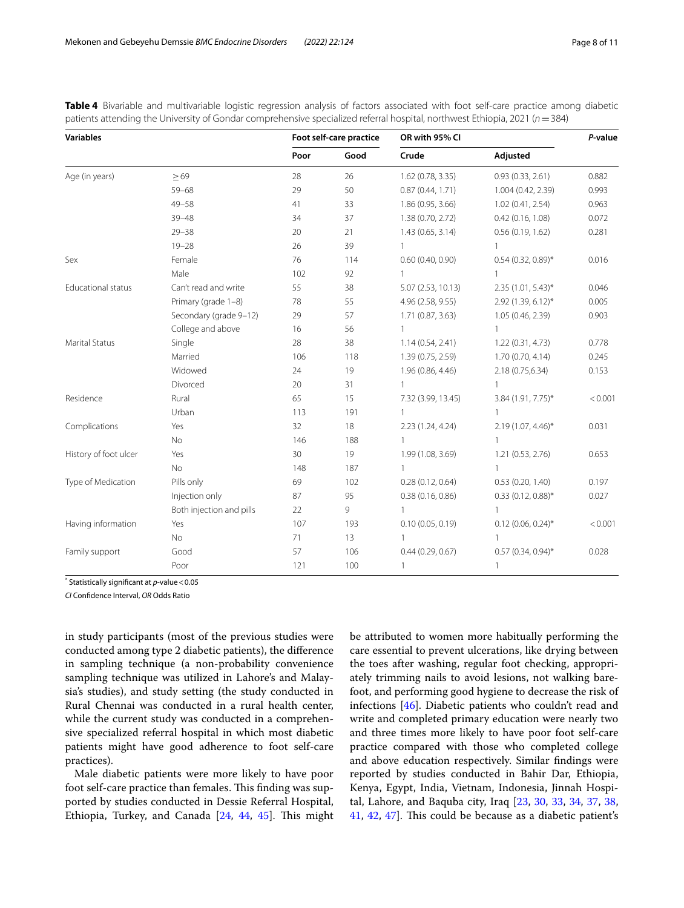**Table 4** Bivariable and multivariable logistic regression analysis of factors associated with foot self-care practice among diabetic patients attending the University of Gondar comprehensive specialized referral hospital, northwest Ethiopia, 2021 ($n = 384$)

| Variables | | Foot self-care practice | | OR with 95% CI | | *P*-value |
|---|---|---|---|---|---|---|
| | | Poor | Good | Crude | Adjusted | |
| Age (in years) | ≥ 69 | 28 | 26 | 1.62 (0.78, 3.35) | 0.93 (0.33, 2.61) | 0.882 |
| | 59–68 | 29 | 50 | 0.87 (0.44, 1.71) | 1.004 (0.42, 2.39) | 0.993 |
| | 49–58 | 41 | 33 | 1.86 (0.95, 3.66) | 1.02 (0.41, 2.54) | 0.963 |
| | 39–48 | 34 | 37 | 1.38 (0.70, 2.72) | 0.42 (0.16, 1.08) | 0.072 |
| | 29–38 | 20 | 21 | 1.43 (0.65, 3.14) | 0.56 (0.19, 1.62) | 0.281 |
| | 19–28 | 26 | 39 | 1 | 1 | |
| Sex | Female | 76 | 114 | 0.60 (0.40, 0.90) | 0.54 (0.32, 0.89)* | 0.016 |
| | Male | 102 | 92 | 1 | 1 | |
| Educational status | Can't read and write | 55 | 38 | 5.07 (2.53, 10.13) | 2.35 (1.01, 5.43)* | 0.046 |
| | Primary (grade 1–8) | 78 | 55 | 4.96 (2.58, 9.55) | 2.92 (1.39, 6.12)* | 0.005 |
| | Secondary (grade 9–12) | 29 | 57 | 1.71 (0.87, 3.63) | 1.05 (0.46, 2.39) | 0.903 |
| | College and above | 16 | 56 | 1 | 1 | |
| Marital Status | Single | 28 | 38 | 1.14 (0.54, 2.41) | 1.22 (0.31, 4.73) | 0.778 |
| | Married | 106 | 118 | 1.39 (0.75, 2.59) | 1.70 (0.70, 4.14) | 0.245 |
| | Widowed | 24 | 19 | 1.96 (0.86, 4.46) | 2.18 (0.75,6.34) | 0.153 |
| | Divorced | 20 | 31 | 1 | 1 | |
| Residence | Rural | 65 | 15 | 7.32 (3.99, 13.45) | 3.84 (1.91, 7.75)* | < 0.001 |
| | Urban | 113 | 191 | 1 | 1 | |
| Complications | Yes | 32 | 18 | 2.23 (1.24, 4.24) | 2.19 (1.07, 4.46)* | 0.031 |
| | No | 146 | 188 | 1 | 1 | |
| History of foot ulcer | Yes | 30 | 19 | 1.99 (1.08, 3.69) | 1.21 (0.53, 2.76) | 0.653 |
| | No | 148 | 187 | 1 | 1 | |
| Type of Medication | Pills only | 69 | 102 | 0.28 (0.12, 0.64) | 0.53 (0.20, 1.40) | 0.197 |
| | Injection only | 87 | 95 | 0.38 (0.16, 0.86) | 0.33 (0.12, 0.88)* | 0.027 |
| | Both injection and pills | 22 | 9 | 1 | 1 | |
| Having information | Yes | 107 | 193 | 0.10 (0.05, 0.19) | 0.12 (0.06, 0.24)* | < 0.001 |
| | No | 71 | 13 | 1 | 1 | |
| Family support | Good | 57 | 106 | 0.44 (0.29, 0.67) | 0.57 (0.34, 0.94)* | 0.028 |
| | Poor | 121 | 100 | 1 | 1 | |

\* Statistically significant at *p*-value < 0.05

*CI* Confidence Interval, *OR* Odds Ratio

in study participants (most of the previous studies were conducted among type 2 diabetic patients), the difference in sampling technique (a non-probability convenience sampling technique was utilized in Lahore's and Malaysia's studies), and study setting (the study conducted in Rural Chennai was conducted in a rural health center, while the current study was conducted in a comprehensive specialized referral hospital in which most diabetic patients might have good adherence to foot self-care practices).

Male diabetic patients were more likely to have poor foot self-care practice than females. This finding was supported by studies conducted in Dessie Referral Hospital, Ethiopia, Turkey, and Canada [24, 44, 45]. This might be attributed to women more habitually performing the care essential to prevent ulcerations, like drying between the toes after washing, regular foot checking, appropriately trimming nails to avoid lesions, not walking barefoot, and performing good hygiene to decrease the risk of infections [46]. Diabetic patients who couldn't read and write and completed primary education were nearly two and three times more likely to have poor foot self-care practice compared with those who completed college and above education respectively. Similar findings were reported by studies conducted in Bahir Dar, Ethiopia, Kenya, Egypt, India, Vietnam, Indonesia, Jinnah Hospital, Lahore, and Baquba city, Iraq [23, 30, 33, 34, 37, 38, 41, 42, 47]. This could be because as a diabetic patient's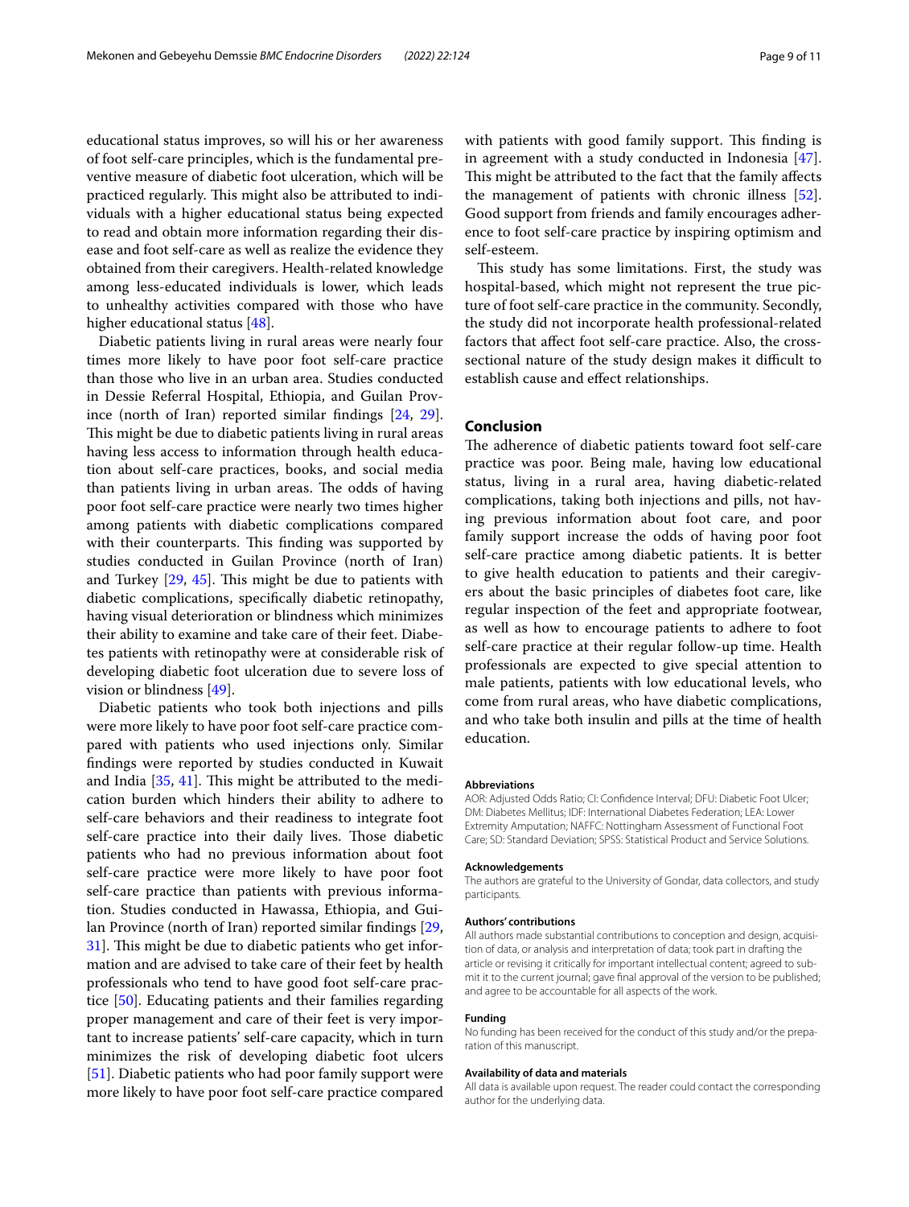educational status improves, so will his or her awareness of foot self-care principles, which is the fundamental preventive measure of diabetic foot ulceration, which will be practiced regularly. This might also be attributed to individuals with a higher educational status being expected to read and obtain more information regarding their disease and foot self-care as well as realize the evidence they obtained from their caregivers. Health-related knowledge among less-educated individuals is lower, which leads to unhealthy activities compared with those who have higher educational status [48].

Diabetic patients living in rural areas were nearly four times more likely to have poor foot self-care practice than those who live in an urban area. Studies conducted in Dessie Referral Hospital, Ethiopia, and Guilan Province (north of Iran) reported similar findings [24, 29]. This might be due to diabetic patients living in rural areas having less access to information through health education about self-care practices, books, and social media than patients living in urban areas. The odds of having poor foot self-care practice were nearly two times higher among patients with diabetic complications compared with their counterparts. This finding was supported by studies conducted in Guilan Province (north of Iran) and Turkey [29, 45]. This might be due to patients with diabetic complications, specifically diabetic retinopathy, having visual deterioration or blindness which minimizes their ability to examine and take care of their feet. Diabetes patients with retinopathy were at considerable risk of developing diabetic foot ulceration due to severe loss of vision or blindness [49].

Diabetic patients who took both injections and pills were more likely to have poor foot self-care practice compared with patients who used injections only. Similar findings were reported by studies conducted in Kuwait and India [35, 41]. This might be attributed to the medication burden which hinders their ability to adhere to self-care behaviors and their readiness to integrate foot self-care practice into their daily lives. Those diabetic patients who had no previous information about foot self-care practice were more likely to have poor foot self-care practice than patients with previous information. Studies conducted in Hawassa, Ethiopia, and Guilan Province (north of Iran) reported similar findings [29, 31]. This might be due to diabetic patients who get information and are advised to take care of their feet by health professionals who tend to have good foot self-care practice [50]. Educating patients and their families regarding proper management and care of their feet is very important to increase patients' self-care capacity, which in turn minimizes the risk of developing diabetic foot ulcers [51]. Diabetic patients who had poor family support were more likely to have poor foot self-care practice compared with patients with good family support. This finding is in agreement with a study conducted in Indonesia [47]. This might be attributed to the fact that the family affects the management of patients with chronic illness [52]. Good support from friends and family encourages adherence to foot self-care practice by inspiring optimism and self-esteem.

This study has some limitations. First, the study was hospital-based, which might not represent the true picture of foot self-care practice in the community. Secondly, the study did not incorporate health professional-related factors that affect foot self-care practice. Also, the cross-sectional nature of the study design makes it difficult to establish cause and effect relationships.

## Conclusion

The adherence of diabetic patients toward foot self-care practice was poor. Being male, having low educational status, living in a rural area, having diabetic-related complications, taking both injections and pills, not having previous information about foot care, and poor family support increase the odds of having poor foot self-care practice among diabetic patients. It is better to give health education to patients and their caregivers about the basic principles of diabetes foot care, like regular inspection of the feet and appropriate footwear, as well as how to encourage patients to adhere to foot self-care practice at their regular follow-up time. Health professionals are expected to give special attention to male patients, patients with low educational levels, who come from rural areas, who have diabetic complications, and who take both insulin and pills at the time of health education.

#### Abbreviations

AOR: Adjusted Odds Ratio; CI: Confidence Interval; DFU: Diabetic Foot Ulcer; DM: Diabetes Mellitus; IDF: International Diabetes Federation; LEA: Lower Extremity Amputation; NAFFC: Nottingham Assessment of Functional Foot Care; SD: Standard Deviation; SPSS: Statistical Product and Service Solutions.

#### Acknowledgements

The authors are grateful to the University of Gondar, data collectors, and study participants.

#### Authors' contributions

All authors made substantial contributions to conception and design, acquisition of data, or analysis and interpretation of data; took part in drafting the article or revising it critically for important intellectual content; agreed to submit it to the current journal; gave final approval of the version to be published; and agree to be accountable for all aspects of the work.

#### Funding

No funding has been received for the conduct of this study and/or the preparation of this manuscript.

#### Availability of data and materials

All data is available upon request. The reader could contact the corresponding author for the underlying data.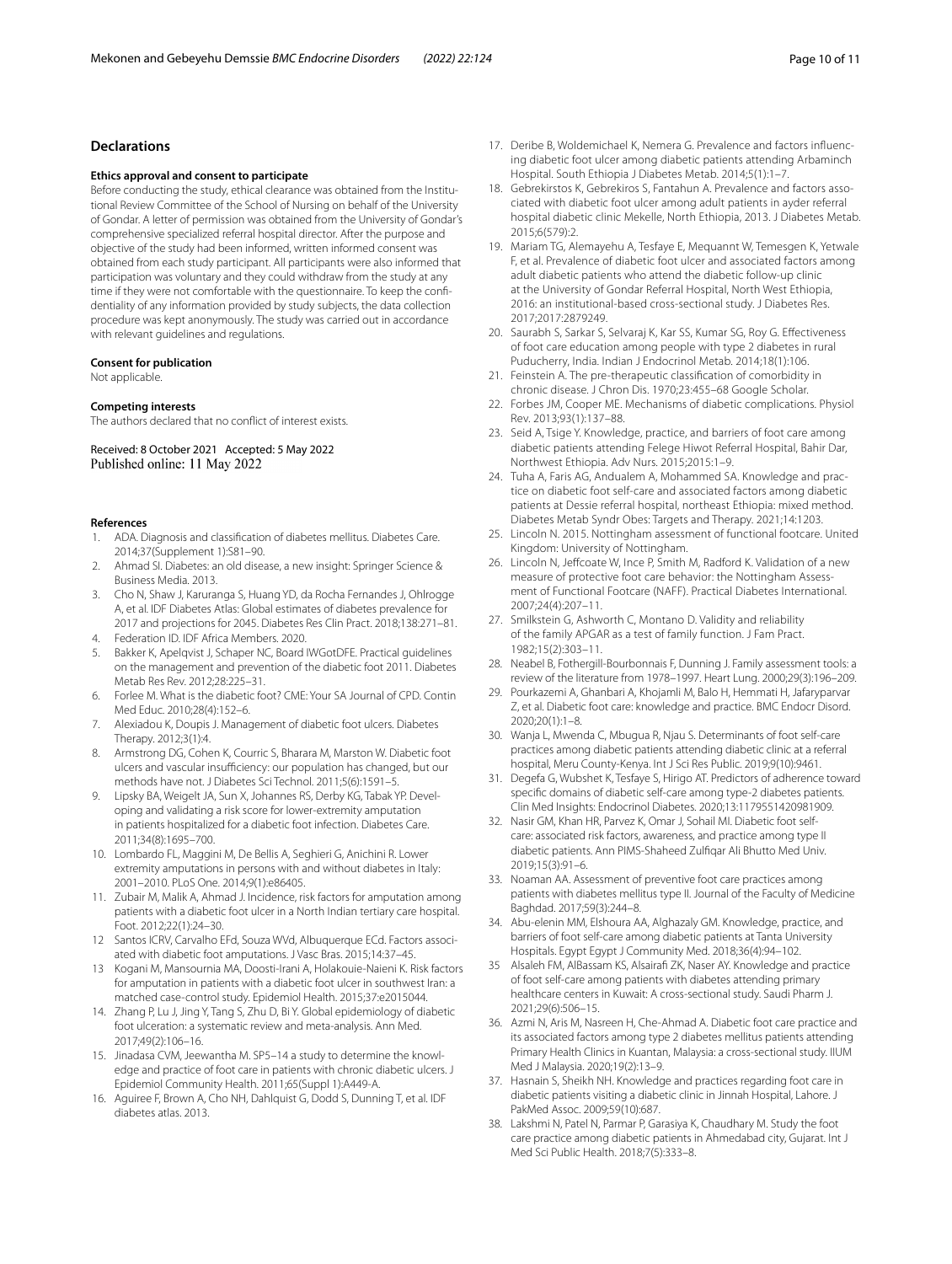## Declarations

### Ethics approval and consent to participate

Before conducting the study, ethical clearance was obtained from the Institutional Review Committee of the School of Nursing on behalf of the University of Gondar. A letter of permission was obtained from the University of Gondar's comprehensive specialized referral hospital director. After the purpose and objective of the study had been informed, written informed consent was obtained from each study participant. All participants were also informed that participation was voluntary and they could withdraw from the study at any time if they were not comfortable with the questionnaire. To keep the confidentiality of any information provided by study subjects, the data collection procedure was kept anonymously. The study was carried out in accordance with relevant guidelines and regulations.

### Consent for publication

Not applicable.

### Competing interests

The authors declared that no conflict of interest exists.

Received: 8 October 2021 Accepted: 5 May 2022
Published online: 11 May 2022

### References

1. ADA. Diagnosis and classification of diabetes mellitus. Diabetes Care. 2014;37(Supplement 1):S81–90.
2. Ahmad SI. Diabetes: an old disease, a new insight: Springer Science & Business Media. 2013.
3. Cho N, Shaw J, Karuranga S, Huang YD, da Rocha Fernandes J, Ohlrogge A, et al. IDF Diabetes Atlas: Global estimates of diabetes prevalence for 2017 and projections for 2045. Diabetes Res Clin Pract. 2018;138:271–81.
4. Federation ID. IDF Africa Members. 2020.
5. Bakker K, Apelqvist J, Schaper NC, Board IWGotDFE. Practical guidelines on the management and prevention of the diabetic foot 2011. Diabetes Metab Res Rev. 2012;28:225–31.
6. Forlee M. What is the diabetic foot? CME: Your SA Journal of CPD. Contin Med Educ. 2010;28(4):152–6.
7. Alexiadou K, Doupis J. Management of diabetic foot ulcers. Diabetes Therapy. 2012;3(1):4.
8. Armstrong DG, Cohen K, Courric S, Bharara M, Marston W. Diabetic foot ulcers and vascular insufficiency: our population has changed, but our methods have not. J Diabetes Sci Technol. 2011;5(6):1591–5.
9. Lipsky BA, Weigelt JA, Sun X, Johannes RS, Derby KG, Tabak YP. Developing and validating a risk score for lower-extremity amputation in patients hospitalized for a diabetic foot infection. Diabetes Care. 2011;34(8):1695–700.
10. Lombardo FL, Maggini M, De Bellis A, Seghieri G, Anichini R. Lower extremity amputations in persons with and without diabetes in Italy: 2001–2010. PLoS One. 2014;9(1):e86405.
11. Zubair M, Malik A, Ahmad J. Incidence, risk factors for amputation among patients with a diabetic foot ulcer in a North Indian tertiary care hospital. Foot. 2012;22(1):24–30.
12. Santos ICRV, Carvalho EFd, Souza WVd, Albuquerque ECd. Factors associated with diabetic foot amputations. J Vasc Bras. 2015;14:37–45.
13. Kogani M, Mansournia MA, Doosti-Irani A, Holakouie-Naieni K. Risk factors for amputation in patients with a diabetic foot ulcer in southwest Iran: a matched case-control study. Epidemiol Health. 2015;37:e2015044.
14. Zhang P, Lu J, Jing Y, Tang S, Zhu D, Bi Y. Global epidemiology of diabetic foot ulceration: a systematic review and meta-analysis. Ann Med. 2017;49(2):106–16.
15. Jinadasa CVM, Jeewantha M. SP5–14 a study to determine the knowledge and practice of foot care in patients with chronic diabetic ulcers. J Epidemiol Community Health. 2011;65(Suppl 1):A449-A.
16. Aguiree F, Brown A, Cho NH, Dahlquist G, Dodd S, Dunning T, et al. IDF diabetes atlas. 2013.
17. Deribe B, Woldemichael K, Nemera G. Prevalence and factors influencing diabetic foot ulcer among diabetic patients attending Arbaminch Hospital. South Ethiopia J Diabetes Metab. 2014;5(1):1–7.
18. Gebrekirstos K, Gebrekiros S, Fantahun A. Prevalence and factors associated with diabetic foot ulcer among adult patients in ayder referral hospital diabetic clinic Mekelle, North Ethiopia, 2013. J Diabetes Metab. 2015;6(579):2.
19. Mariam TG, Alemayehu A, Tesfaye E, Mequannt W, Temesgen K, Yetwale F, et al. Prevalence of diabetic foot ulcer and associated factors among adult diabetic patients who attend the diabetic follow-up clinic at the University of Gondar Referral Hospital, North West Ethiopia, 2016: an institutional-based cross-sectional study. J Diabetes Res. 2017;2017:2879249.
20. Saurabh S, Sarkar S, Selvaraj K, Kar SS, Kumar SG, Roy G. Effectiveness of foot care education among people with type 2 diabetes in rural Puducherry, India. Indian J Endocrinol Metab. 2014;18(1):106.
21. Feinstein A. The pre-therapeutic classification of comorbidity in chronic disease. J Chron Dis. 1970;23:455–68 Google Scholar.
22. Forbes JM, Cooper ME. Mechanisms of diabetic complications. Physiol Rev. 2013;93(1):137–88.
23. Seid A, Tsige Y. Knowledge, practice, and barriers of foot care among diabetic patients attending Felege Hiwot Referral Hospital, Bahir Dar, Northwest Ethiopia. Adv Nurs. 2015;2015:1–9.
24. Tuha A, Faris AG, Andualem A, Mohammed SA. Knowledge and practice on diabetic foot self-care and associated factors among diabetic patients at Dessie referral hospital, northeast Ethiopia: mixed method. Diabetes Metab Syndr Obes: Targets and Therapy. 2021;14:1203.
25. Lincoln N. 2015. Nottingham assessment of functional footcare. United Kingdom: University of Nottingham.
26. Lincoln N, Jeffcoate W, Ince P, Smith M, Radford K. Validation of a new measure of protective foot care behavior: the Nottingham Assessment of Functional Footcare (NAFF). Practical Diabetes International. 2007;24(4):207–11.
27. Smilkstein G, Ashworth C, Montano D. Validity and reliability of the family APGAR as a test of family function. J Fam Pract. 1982;15(2):303–11.
28. Neabel B, Fothergill-Bourbonnais F, Dunning J. Family assessment tools: a review of the literature from 1978–1997. Heart Lung. 2000;29(3):196–209.
29. Pourkazemi A, Ghanbari A, Khojamli M, Balo H, Hemmati H, Jafaryparvar Z, et al. Diabetic foot care: knowledge and practice. BMC Endocr Disord. 2020;20(1):1–8.
30. Wanja L, Mwenda C, Mbugua R, Njau S. Determinants of foot self-care practices among diabetic patients attending diabetic clinic at a referral hospital, Meru County-Kenya. Int J Sci Res Public. 2019;9(10):9461.
31. Degefa G, Wubshet K, Tesfaye S, Hirigo AT. Predictors of adherence toward specific domains of diabetic self-care among type-2 diabetes patients. Clin Med Insights: Endocrinol Diabetes. 2020;13:1179551420981909.
32. Nasir GM, Khan HR, Parvez K, Omar J, Sohail MI. Diabetic foot self-care: associated risk factors, awareness, and practice among type II diabetic patients. Ann PIMS-Shaheed Zulfiqar Ali Bhutto Med Univ. 2019;15(3):91–6.
33. Noaman AA. Assessment of preventive foot care practices among patients with diabetes mellitus type II. Journal of the Faculty of Medicine Baghdad. 2017;59(3):244–8.
34. Abu-elenin MM, Elshoura AA, Alghazaly GM. Knowledge, practice, and barriers of foot self-care among diabetic patients at Tanta University Hospitals. Egypt Egypt J Community Med. 2018;36(4):94–102.
35. Alsaleh FM, AlBassam KS, Alsairafi ZK, Naser AY. Knowledge and practice of foot self-care among patients with diabetes attending primary healthcare centers in Kuwait: A cross-sectional study. Saudi Pharm J. 2021;29(6):506–15.
36. Azmi N, Aris M, Nasreen H, Che-Ahmad A. Diabetic foot care practice and its associated factors among type 2 diabetes mellitus patients attending Primary Health Clinics in Kuantan, Malaysia: a cross-sectional study. IIUM Med J Malaysia. 2020;19(2):13–9.
37. Hasnain S, Sheikh NH. Knowledge and practices regarding foot care in diabetic patients visiting a diabetic clinic in Jinnah Hospital, Lahore. J PakMed Assoc. 2009;59(10):687.
38. Lakshmi N, Patel N, Parmar P, Garasiya K, Chaudhary M. Study the foot care practice among diabetic patients in Ahmedabad city, Gujarat. Int J Med Sci Public Health. 2018;7(5):333–8.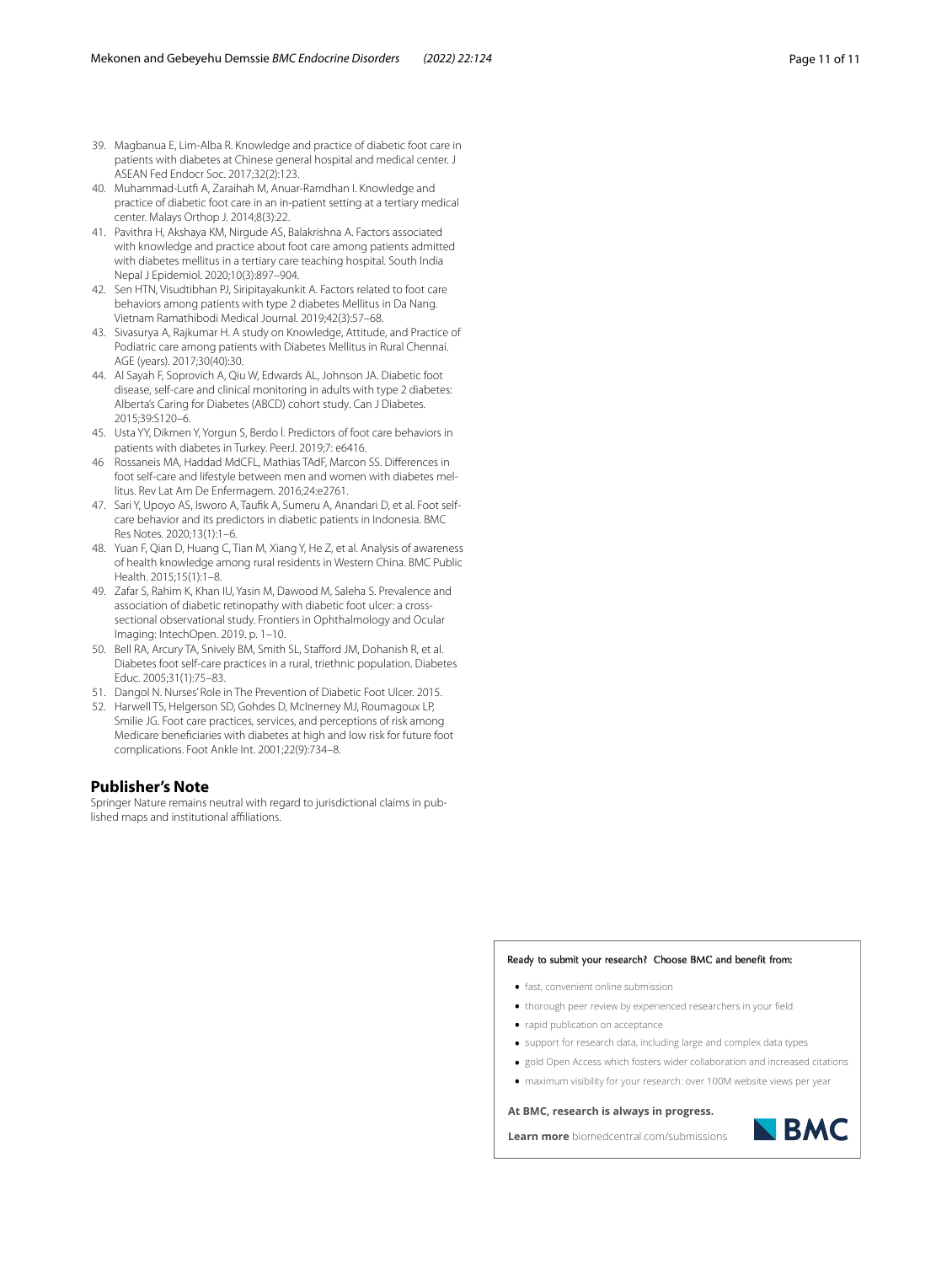39. Magbanua E, Lim-Alba R. Knowledge and practice of diabetic foot care in patients with diabetes at Chinese general hospital and medical center. J ASEAN Fed Endocr Soc. 2017;32(2):123.
40. Muhammad-Lutfi A, Zaraihah M, Anuar-Ramdhan I. Knowledge and practice of diabetic foot care in an in-patient setting at a tertiary medical center. Malays Orthop J. 2014;8(3):22.
41. Pavithra H, Akshaya KM, Nirgude AS, Balakrishna A. Factors associated with knowledge and practice about foot care among patients admitted with diabetes mellitus in a tertiary care teaching hospital. South India Nepal J Epidemiol. 2020;10(3):897–904.
42. Sen HTN, Visudtibhan PJ, Siripitayakunkit A. Factors related to foot care behaviors among patients with type 2 diabetes Mellitus in Da Nang. Vietnam Ramathibodi Medical Journal. 2019;42(3):57–68.
43. Sivasurya A, Rajkumar H. A study on Knowledge, Attitude, and Practice of Podiatric care among patients with Diabetes Mellitus in Rural Chennai. AGE (years). 2017;30(40):30.
44. Al Sayah F, Soprovich A, Qiu W, Edwards AL, Johnson JA. Diabetic foot disease, self-care and clinical monitoring in adults with type 2 diabetes: Alberta's Caring for Diabetes (ABCD) cohort study. Can J Diabetes. 2015;39:S120–6.
45. Usta YY, Dikmen Y, Yorgun S, Berdo İ. Predictors of foot care behaviors in patients with diabetes in Turkey. PeerJ. 2019;7: e6416.
46. Rossaneis MA, Haddad MdCFL, Mathias TAdF, Marcon SS. Differences in foot self-care and lifestyle between men and women with diabetes mellitus. Rev Lat Am De Enfermagem. 2016;24:e2761.
47. Sari Y, Upoyo AS, Isworo A, Taufik A, Sumeru A, Anandari D, et al. Foot self-care behavior and its predictors in diabetic patients in Indonesia. BMC Res Notes. 2020;13(1):1–6.
48. Yuan F, Qian D, Huang C, Tian M, Xiang Y, He Z, et al. Analysis of awareness of health knowledge among rural residents in Western China. BMC Public Health. 2015;15(1):1–8.
49. Zafar S, Rahim K, Khan IU, Yasin M, Dawood M, Saleha S. Prevalence and association of diabetic retinopathy with diabetic foot ulcer: a cross-sectional observational study. Frontiers in Ophthalmology and Ocular Imaging: IntechOpen. 2019. p. 1–10.
50. Bell RA, Arcury TA, Snively BM, Smith SL, Stafford JM, Dohanish R, et al. Diabetes foot self-care practices in a rural, triethnic population. Diabetes Educ. 2005;31(1):75–83.
51. Dangol N. Nurses' Role in The Prevention of Diabetic Foot Ulcer. 2015.
52. Harwell TS, Helgerson SD, Gohdes D, McInerney MJ, Roumagoux LP, Smilie JG. Foot care practices, services, and perceptions of risk among Medicare beneficiaries with diabetes at high and low risk for future foot complications. Foot Ankle Int. 2001;22(9):734–8.

## Publisher's Note

Springer Nature remains neutral with regard to jurisdictional claims in published maps and institutional affiliations.

Ready to submit your research? Choose BMC and benefit from:

- fast, convenient online submission
- thorough peer review by experienced researchers in your field
- rapid publication on acceptance
- support for research data, including large and complex data types
- gold Open Access which fosters wider collaboration and increased citations
- maximum visibility for your research: over 100M website views per year

**At BMC, research is always in progress.**

**Learn more** biomedcentral.com/submissions

BMC